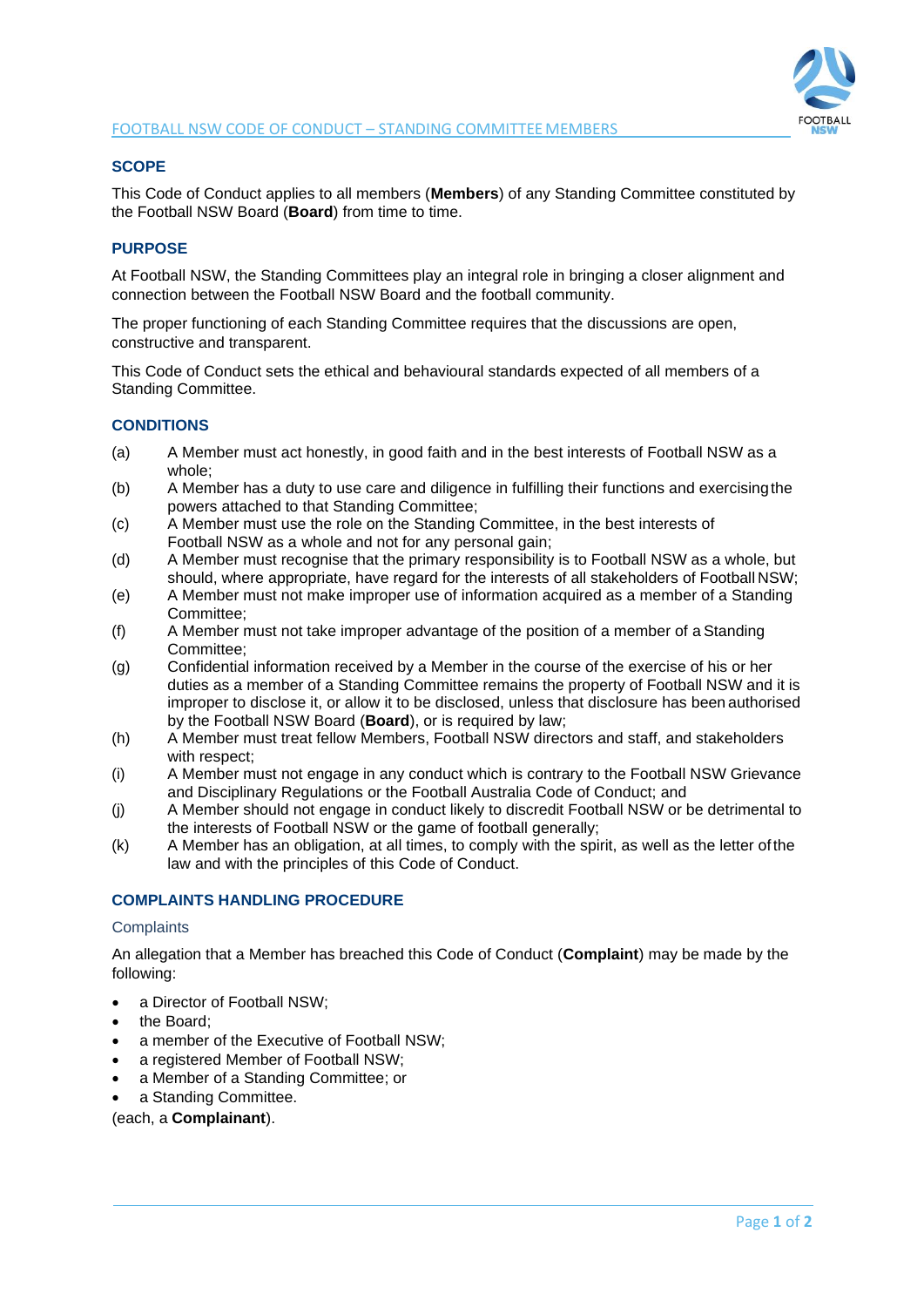# FOOTBALL NSW CODE OF CONDUCT – STANDING COMMITTEE MEMBERS

## SCOPE

This Code of Conduct applies to all members (**Members**) of any Standing Committee constituted by the Football NSW Board (**Board**) from time to time.

## PURPOSE

At Football NSW, the Standing Committees play an integral role in bringing a closer alignment and connection between the Football NSW Board and the football community.

The proper functioning of each Standing Committee requires that the discussions are open, constructive and transparent.

This Code of Conduct sets the ethical and behavioural standards expected of all members of a Standing Committee.

## CONDITIONS

(a) A Member must act honestly, in good faith and in the best interests of Football NSW as a whole;

(b) A Member has a duty to use care and diligence in fulfilling their functions and exercising the powers attached to that Standing Committee;

(c) A Member must use the role on the Standing Committee, in the best interests of Football NSW as a whole and not for any personal gain;

(d) A Member must recognise that the primary responsibility is to Football NSW as a whole, but should, where appropriate, have regard for the interests of all stakeholders of Football NSW;

(e) A Member must not make improper use of information acquired as a member of a Standing Committee;

(f) A Member must not take improper advantage of the position of a member of a Standing Committee;

(g) Confidential information received by a Member in the course of the exercise of his or her duties as a member of a Standing Committee remains the property of Football NSW and it is improper to disclose it, or allow it to be disclosed, unless that disclosure has been authorised by the Football NSW Board (**Board**), or is required by law;

(h) A Member must treat fellow Members, Football NSW directors and staff, and stakeholders with respect;

(i) A Member must not engage in any conduct which is contrary to the Football NSW Grievance and Disciplinary Regulations or the Football Australia Code of Conduct; and

(j) A Member should not engage in conduct likely to discredit Football NSW or be detrimental to the interests of Football NSW or the game of football generally;

(k) A Member has an obligation, at all times, to comply with the spirit, as well as the letter of the law and with the principles of this Code of Conduct.

## COMPLAINTS HANDLING PROCEDURE

### Complaints

An allegation that a Member has breached this Code of Conduct (**Complaint**) may be made by the following:

- a Director of Football NSW;
- the Board;
- a member of the Executive of Football NSW;
- a registered Member of Football NSW;
- a Member of a Standing Committee; or
- a Standing Committee.

(each, a **Complainant**).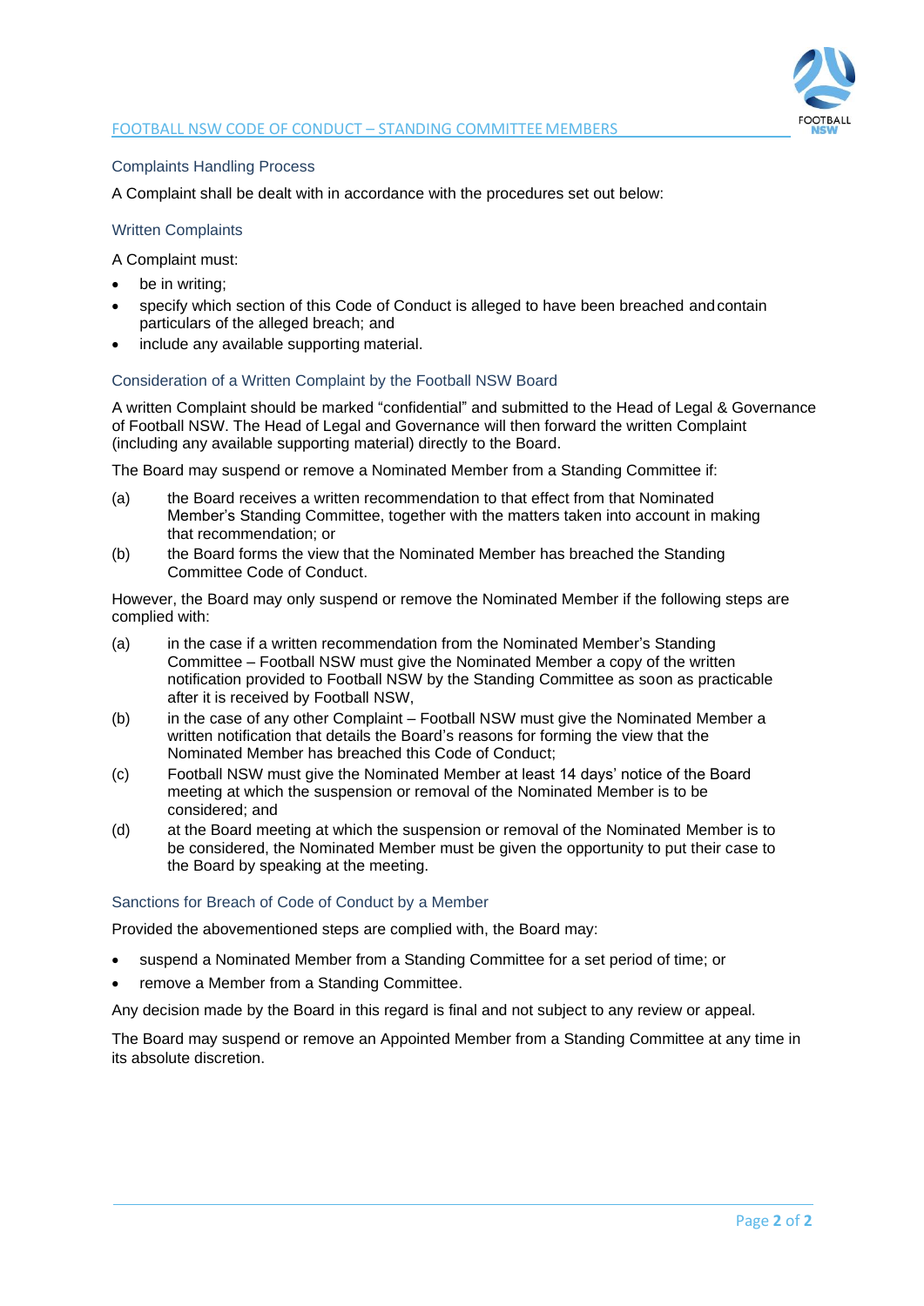## Complaints Handling Process

A Complaint shall be dealt with in accordance with the procedures set out below:

### Written Complaints

A Complaint must:

- be in writing;
- specify which section of this Code of Conduct is alleged to have been breached and contain particulars of the alleged breach; and
- include any available supporting material.

### Consideration of a Written Complaint by the Football NSW Board

A written Complaint should be marked "confidential" and submitted to the Head of Legal & Governance of Football NSW. The Head of Legal and Governance will then forward the written Complaint (including any available supporting material) directly to the Board.

The Board may suspend or remove a Nominated Member from a Standing Committee if:

(a) the Board receives a written recommendation to that effect from that Nominated Member's Standing Committee, together with the matters taken into account in making that recommendation; or

(b) the Board forms the view that the Nominated Member has breached the Standing Committee Code of Conduct.

However, the Board may only suspend or remove the Nominated Member if the following steps are complied with:

(a) in the case if a written recommendation from the Nominated Member's Standing Committee – Football NSW must give the Nominated Member a copy of the written notification provided to Football NSW by the Standing Committee as soon as practicable after it is received by Football NSW,

(b) in the case of any other Complaint – Football NSW must give the Nominated Member a written notification that details the Board's reasons for forming the view that the Nominated Member has breached this Code of Conduct;

(c) Football NSW must give the Nominated Member at least 14 days' notice of the Board meeting at which the suspension or removal of the Nominated Member is to be considered; and

(d) at the Board meeting at which the suspension or removal of the Nominated Member is to be considered, the Nominated Member must be given the opportunity to put their case to the Board by speaking at the meeting.

### Sanctions for Breach of Code of Conduct by a Member

Provided the abovementioned steps are complied with, the Board may:

- suspend a Nominated Member from a Standing Committee for a set period of time; or
- remove a Member from a Standing Committee.

Any decision made by the Board in this regard is final and not subject to any review or appeal.

The Board may suspend or remove an Appointed Member from a Standing Committee at any time in its absolute discretion.